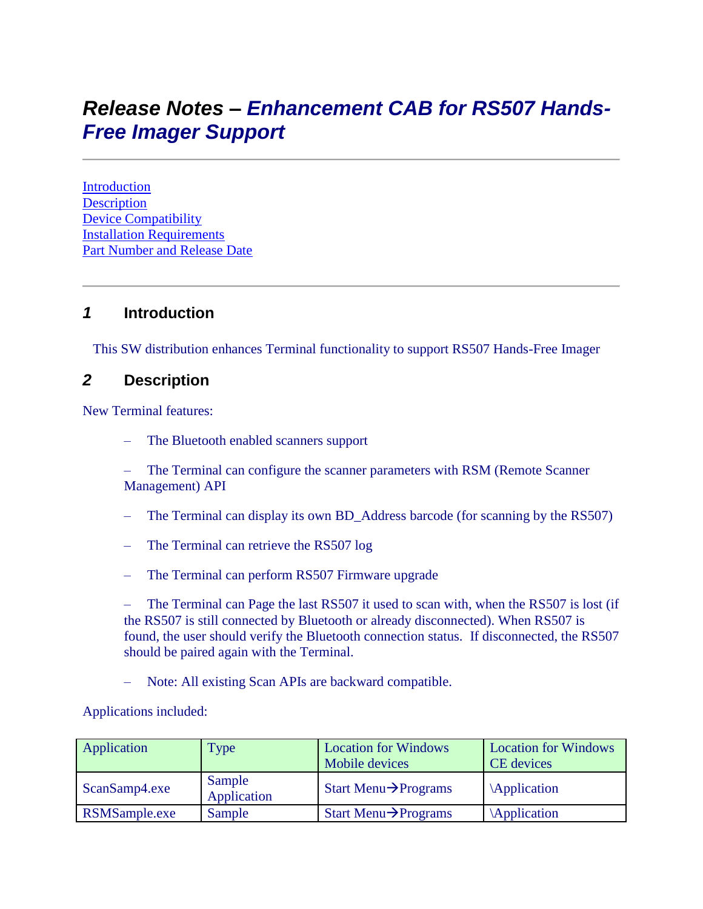# Release Notes – *Enhancement CAB for RS507 Hands-Free Imager Support*

---

[Introduction](#)
[Description](#)
[Device Compatibility](#)
[Installation Requirements](#)
[Part Number and Release Date](#)

---

## 1 Introduction

This SW distribution enhances Terminal functionality to support RS507 Hands-Free Imager

## 2 Description

New Terminal features:

– The Bluetooth enabled scanners support

– The Terminal can configure the scanner parameters with RSM (Remote Scanner Management) API

– The Terminal can display its own BD_Address barcode (for scanning by the RS507)

– The Terminal can retrieve the RS507 log

– The Terminal can perform RS507 Firmware upgrade

– The Terminal can Page the last RS507 it used to scan with, when the RS507 is lost (if the RS507 is still connected by Bluetooth or already disconnected). When RS507 is found, the user should verify the Bluetooth connection status. If disconnected, the RS507 should be paired again with the Terminal.

– Note: All existing Scan APIs are backward compatible.

Applications included:

| Application | Type | Location for Windows Mobile devices | Location for Windows CE devices |
|---|---|---|---|
| ScanSamp4.exe | Sample Application | Start Menu→Programs | \Application |
| RSMSample.exe | Sample | Start Menu→Programs | \Application |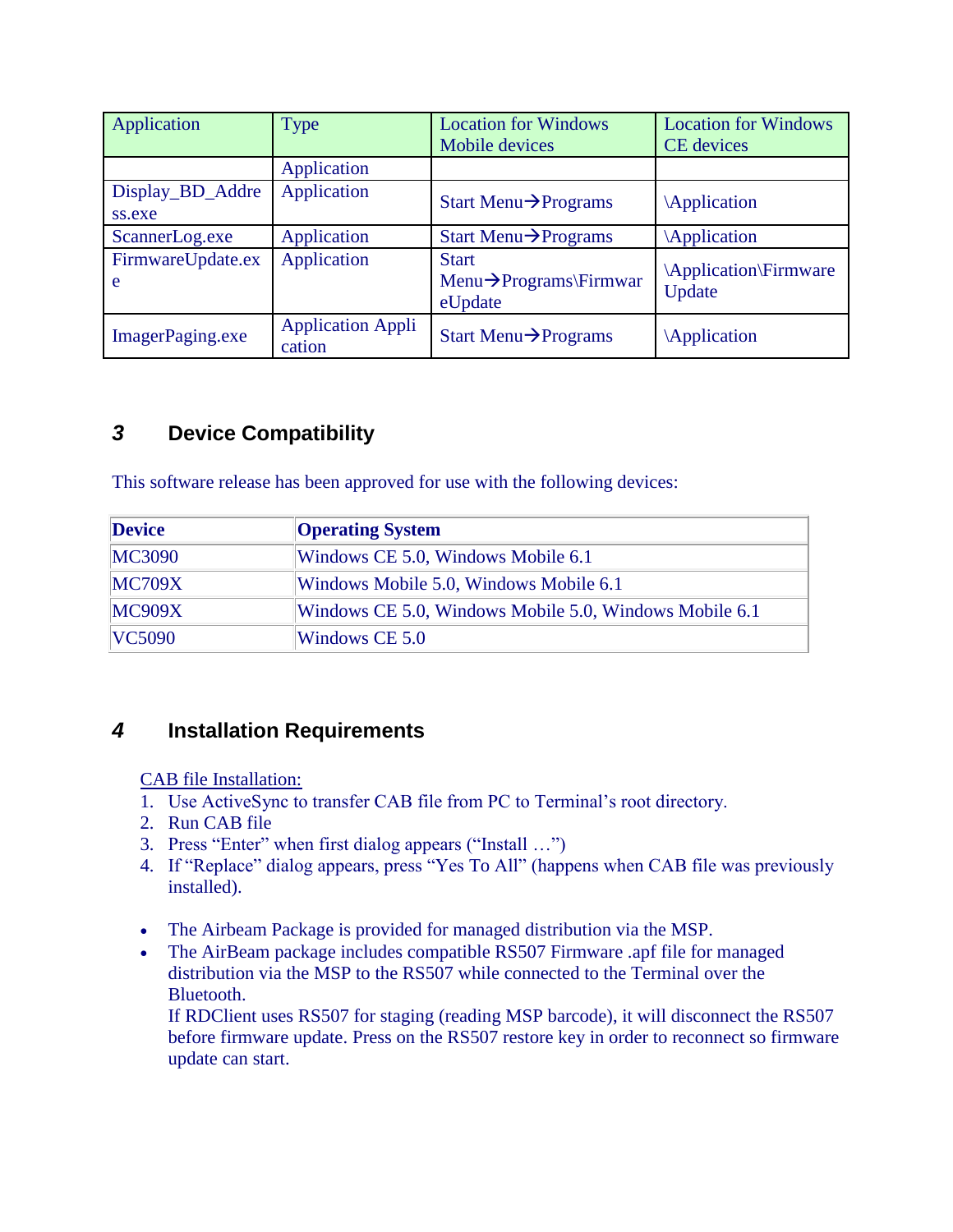| Application | Type | Location for Windows Mobile devices | Location for Windows CE devices |
|---|---|---|---|
| | Application | | |
| Display_BD_Address.exe | Application | Start Menu→Programs | \Application |
| ScannerLog.exe | Application | Start Menu→Programs | \Application |
| FirmwareUpdate.exe | Application | Start Menu→Programs\FirmwareUpdate | \Application\Firmware Update |
| ImagerPaging.exe | Application Application | Start Menu→Programs | \Application |

## 3 Device Compatibility

This software release has been approved for use with the following devices:

| Device | Operating System |
|---|---|
| MC3090 | Windows CE 5.0, Windows Mobile 6.1 |
| MC709X | Windows Mobile 5.0, Windows Mobile 6.1 |
| MC909X | Windows CE 5.0, Windows Mobile 5.0, Windows Mobile 6.1 |
| VC5090 | Windows CE 5.0 |

## 4 Installation Requirements

CAB file Installation:

1. Use ActiveSync to transfer CAB file from PC to Terminal's root directory.
2. Run CAB file
3. Press "Enter" when first dialog appears ("Install …")
4. If "Replace" dialog appears, press "Yes To All" (happens when CAB file was previously installed).

- The Airbeam Package is provided for managed distribution via the MSP.
- The AirBeam package includes compatible RS507 Firmware .apf file for managed distribution via the MSP to the RS507 while connected to the Terminal over the Bluetooth.
  If RDClient uses RS507 for staging (reading MSP barcode), it will disconnect the RS507 before firmware update. Press on the RS507 restore key in order to reconnect so firmware update can start.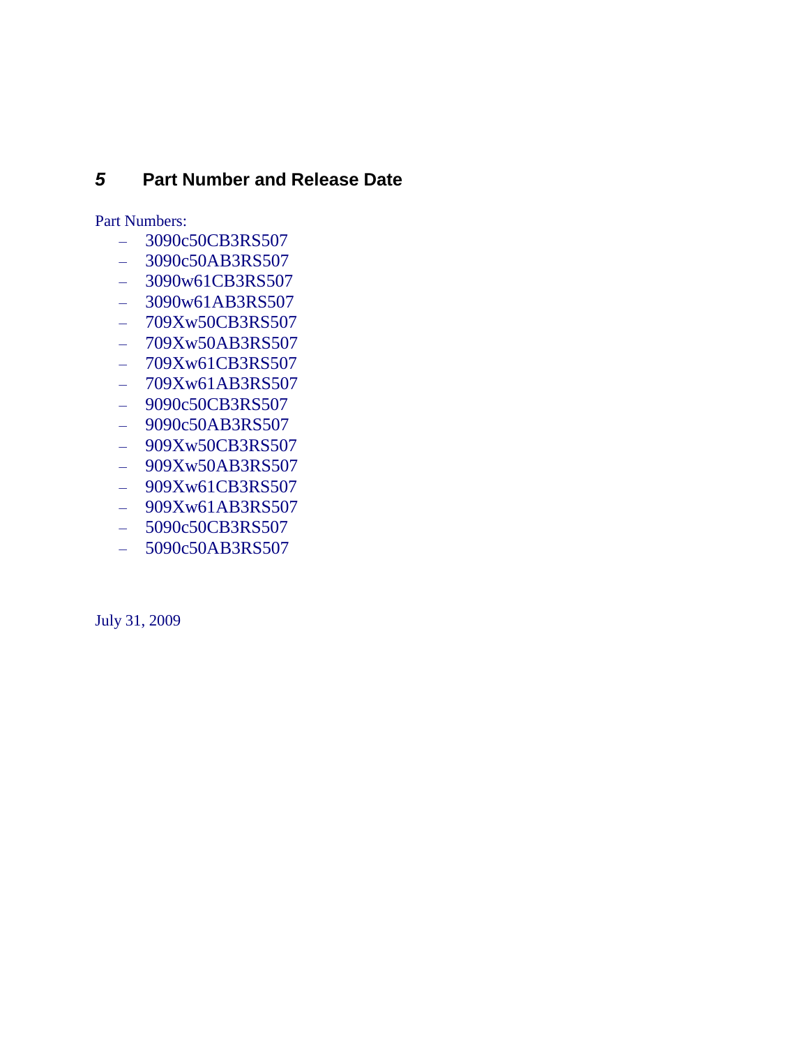## *5* Part Number and Release Date

Part Numbers:

- 3090c50CB3RS507
- 3090c50AB3RS507
- 3090w61CB3RS507
- 3090w61AB3RS507
- 709Xw50CB3RS507
- 709Xw50AB3RS507
- 709Xw61CB3RS507
- 709Xw61AB3RS507
- 9090c50CB3RS507
- 9090c50AB3RS507
- 909Xw50CB3RS507
- 909Xw50AB3RS507
- 909Xw61CB3RS507
- 909Xw61AB3RS507
- 5090c50CB3RS507
- 5090c50AB3RS507

July 31, 2009